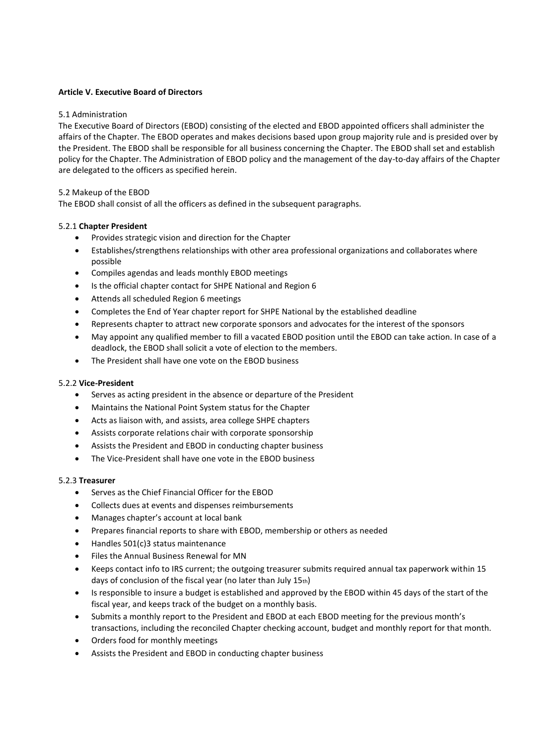**Article V. Executive Board of Directors**

5.1 Administration

The Executive Board of Directors (EBOD) consisting of the elected and EBOD appointed officers shall administer the affairs of the Chapter. The EBOD operates and makes decisions based upon group majority rule and is presided over by the President. The EBOD shall be responsible for all business concerning the Chapter. The EBOD shall set and establish policy for the Chapter. The Administration of EBOD policy and the management of the day-to-day affairs of the Chapter are delegated to the officers as specified herein.

5.2 Makeup of the EBOD

The EBOD shall consist of all the officers as defined in the subsequent paragraphs.

5.2.1 **Chapter President**

- Provides strategic vision and direction for the Chapter
- Establishes/strengthens relationships with other area professional organizations and collaborates where possible
- Compiles agendas and leads monthly EBOD meetings
- Is the official chapter contact for SHPE National and Region 6
- Attends all scheduled Region 6 meetings
- Completes the End of Year chapter report for SHPE National by the established deadline
- Represents chapter to attract new corporate sponsors and advocates for the interest of the sponsors
- May appoint any qualified member to fill a vacated EBOD position until the EBOD can take action. In case of a deadlock, the EBOD shall solicit a vote of election to the members.
- The President shall have one vote on the EBOD business

5.2.2 **Vice-President**

- Serves as acting president in the absence or departure of the President
- Maintains the National Point System status for the Chapter
- Acts as liaison with, and assists, area college SHPE chapters
- Assists corporate relations chair with corporate sponsorship
- Assists the President and EBOD in conducting chapter business
- The Vice-President shall have one vote in the EBOD business

5.2.3 **Treasurer**

- Serves as the Chief Financial Officer for the EBOD
- Collects dues at events and dispenses reimbursements
- Manages chapter's account at local bank
- Prepares financial reports to share with EBOD, membership or others as needed
- Handles 501(c)3 status maintenance
- Files the Annual Business Renewal for MN
- Keeps contact info to IRS current; the outgoing treasurer submits required annual tax paperwork within 15 days of conclusion of the fiscal year (no later than July 15th)
- Is responsible to insure a budget is established and approved by the EBOD within 45 days of the start of the fiscal year, and keeps track of the budget on a monthly basis.
- Submits a monthly report to the President and EBOD at each EBOD meeting for the previous month's transactions, including the reconciled Chapter checking account, budget and monthly report for that month.
- Orders food for monthly meetings
- Assists the President and EBOD in conducting chapter business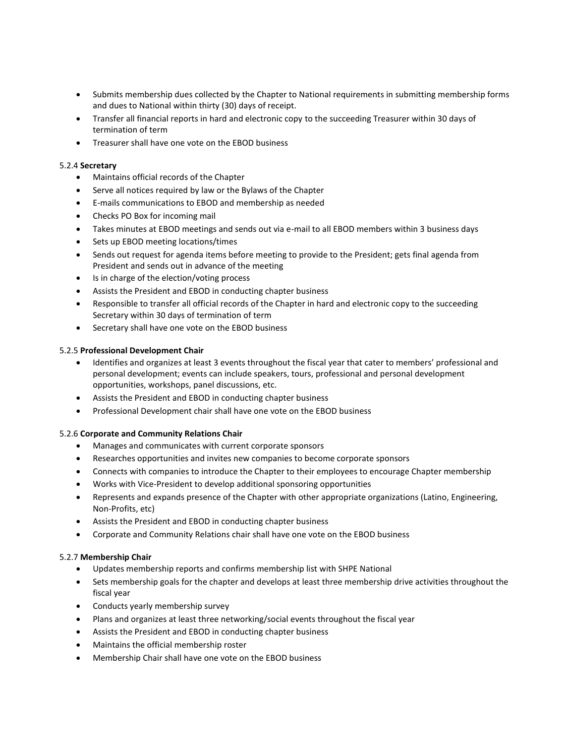- Submits membership dues collected by the Chapter to National requirements in submitting membership forms and dues to National within thirty (30) days of receipt.
- Transfer all financial reports in hard and electronic copy to the succeeding Treasurer within 30 days of termination of term
- Treasurer shall have one vote on the EBOD business

5.2.4 **Secretary**

- Maintains official records of the Chapter
- Serve all notices required by law or the Bylaws of the Chapter
- E-mails communications to EBOD and membership as needed
- Checks PO Box for incoming mail
- Takes minutes at EBOD meetings and sends out via e-mail to all EBOD members within 3 business days
- Sets up EBOD meeting locations/times
- Sends out request for agenda items before meeting to provide to the President; gets final agenda from President and sends out in advance of the meeting
- Is in charge of the election/voting process
- Assists the President and EBOD in conducting chapter business
- Responsible to transfer all official records of the Chapter in hard and electronic copy to the succeeding Secretary within 30 days of termination of term
- Secretary shall have one vote on the EBOD business

5.2.5 **Professional Development Chair**

- Identifies and organizes at least 3 events throughout the fiscal year that cater to members' professional and personal development; events can include speakers, tours, professional and personal development opportunities, workshops, panel discussions, etc.
- Assists the President and EBOD in conducting chapter business
- Professional Development chair shall have one vote on the EBOD business

5.2.6 **Corporate and Community Relations Chair**

- Manages and communicates with current corporate sponsors
- Researches opportunities and invites new companies to become corporate sponsors
- Connects with companies to introduce the Chapter to their employees to encourage Chapter membership
- Works with Vice-President to develop additional sponsoring opportunities
- Represents and expands presence of the Chapter with other appropriate organizations (Latino, Engineering, Non-Profits, etc)
- Assists the President and EBOD in conducting chapter business
- Corporate and Community Relations chair shall have one vote on the EBOD business

5.2.7 **Membership Chair**

- Updates membership reports and confirms membership list with SHPE National
- Sets membership goals for the chapter and develops at least three membership drive activities throughout the fiscal year
- Conducts yearly membership survey
- Plans and organizes at least three networking/social events throughout the fiscal year
- Assists the President and EBOD in conducting chapter business
- Maintains the official membership roster
- Membership Chair shall have one vote on the EBOD business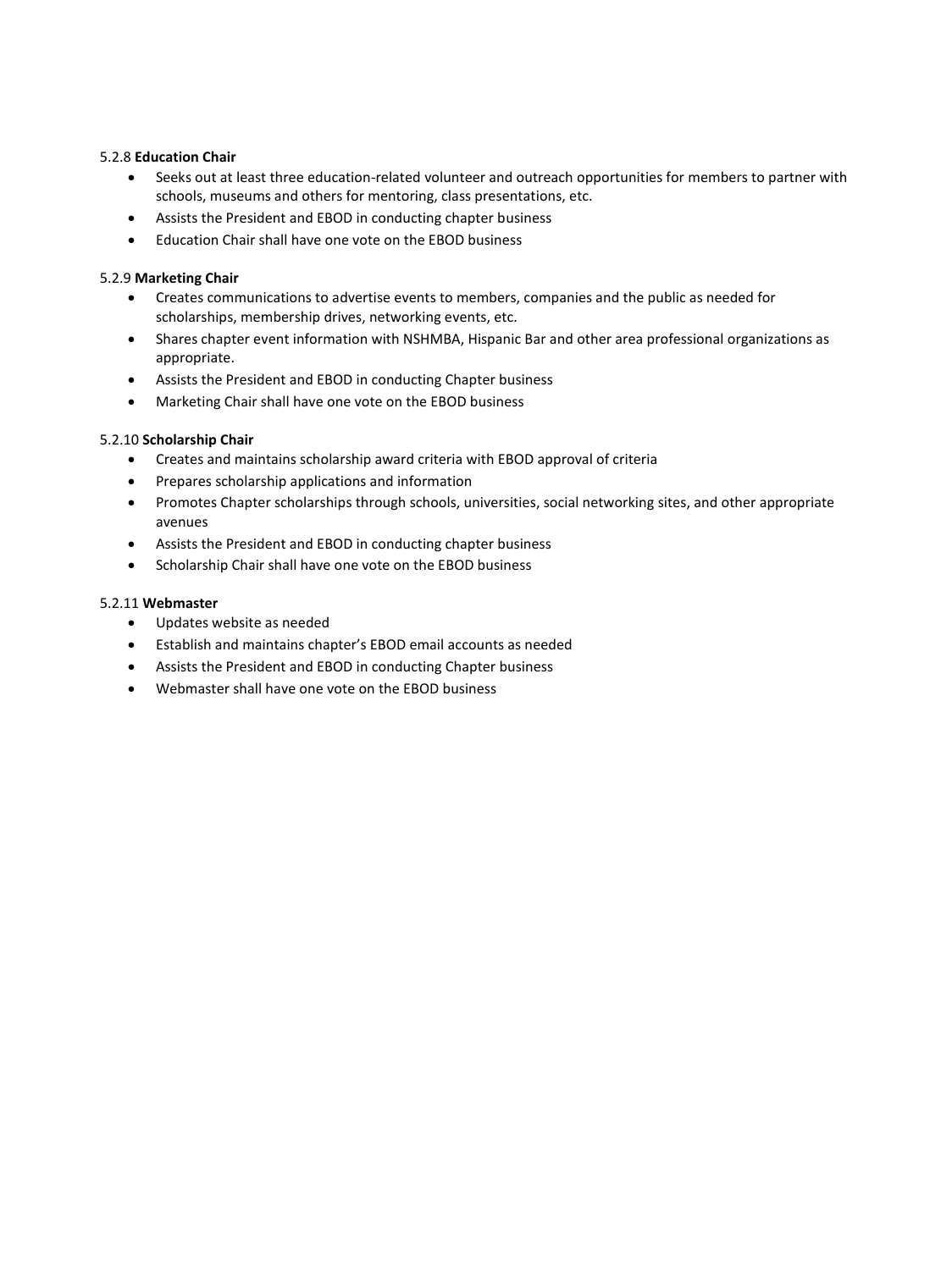5.2.8 **Education Chair**

- Seeks out at least three education-related volunteer and outreach opportunities for members to partner with schools, museums and others for mentoring, class presentations, etc.
- Assists the President and EBOD in conducting chapter business
- Education Chair shall have one vote on the EBOD business

5.2.9 **Marketing Chair**

- Creates communications to advertise events to members, companies and the public as needed for scholarships, membership drives, networking events, etc.
- Shares chapter event information with NSHMBA, Hispanic Bar and other area professional organizations as appropriate.
- Assists the President and EBOD in conducting Chapter business
- Marketing Chair shall have one vote on the EBOD business

5.2.10 **Scholarship Chair**

- Creates and maintains scholarship award criteria with EBOD approval of criteria
- Prepares scholarship applications and information
- Promotes Chapter scholarships through schools, universities, social networking sites, and other appropriate avenues
- Assists the President and EBOD in conducting chapter business
- Scholarship Chair shall have one vote on the EBOD business

5.2.11 **Webmaster**

- Updates website as needed
- Establish and maintains chapter's EBOD email accounts as needed
- Assists the President and EBOD in conducting Chapter business
- Webmaster shall have one vote on the EBOD business